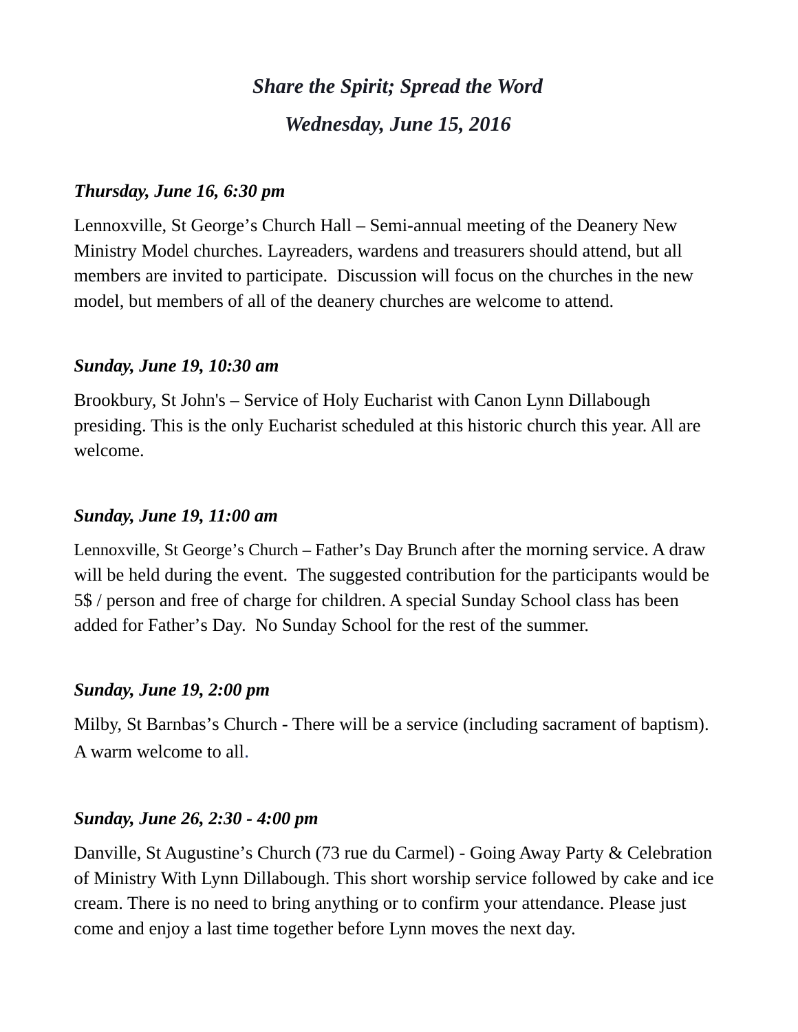# *Share the Spirit; Spread the Word*

## *Wednesday, June 15, 2016*

***Thursday, June 16, 6:30 pm***

Lennoxville, St George's Church Hall – Semi-annual meeting of the Deanery New Ministry Model churches. Layreaders, wardens and treasurers should attend, but all members are invited to participate.  Discussion will focus on the churches in the new model, but members of all of the deanery churches are welcome to attend.

***Sunday, June 19, 10:30 am***

Brookbury, St John's – Service of Holy Eucharist with Canon Lynn Dillabough presiding. This is the only Eucharist scheduled at this historic church this year. All are welcome.

***Sunday, June 19, 11:00 am***

Lennoxville, St George's Church – Father's Day Brunch after the morning service. A draw will be held during the event.  The suggested contribution for the participants would be 5$ / person and free of charge for children. A special Sunday School class has been added for Father's Day.  No Sunday School for the rest of the summer.

***Sunday, June 19, 2:00 pm***

Milby, St Barnbas's Church - There will be a service (including sacrament of baptism). A warm welcome to all.

***Sunday, June 26, 2:30 - 4:00 pm***

Danville, St Augustine's Church (73 rue du Carmel) - Going Away Party & Celebration of Ministry With Lynn Dillabough. This short worship service followed by cake and ice cream. There is no need to bring anything or to confirm your attendance. Please just come and enjoy a last time together before Lynn moves the next day.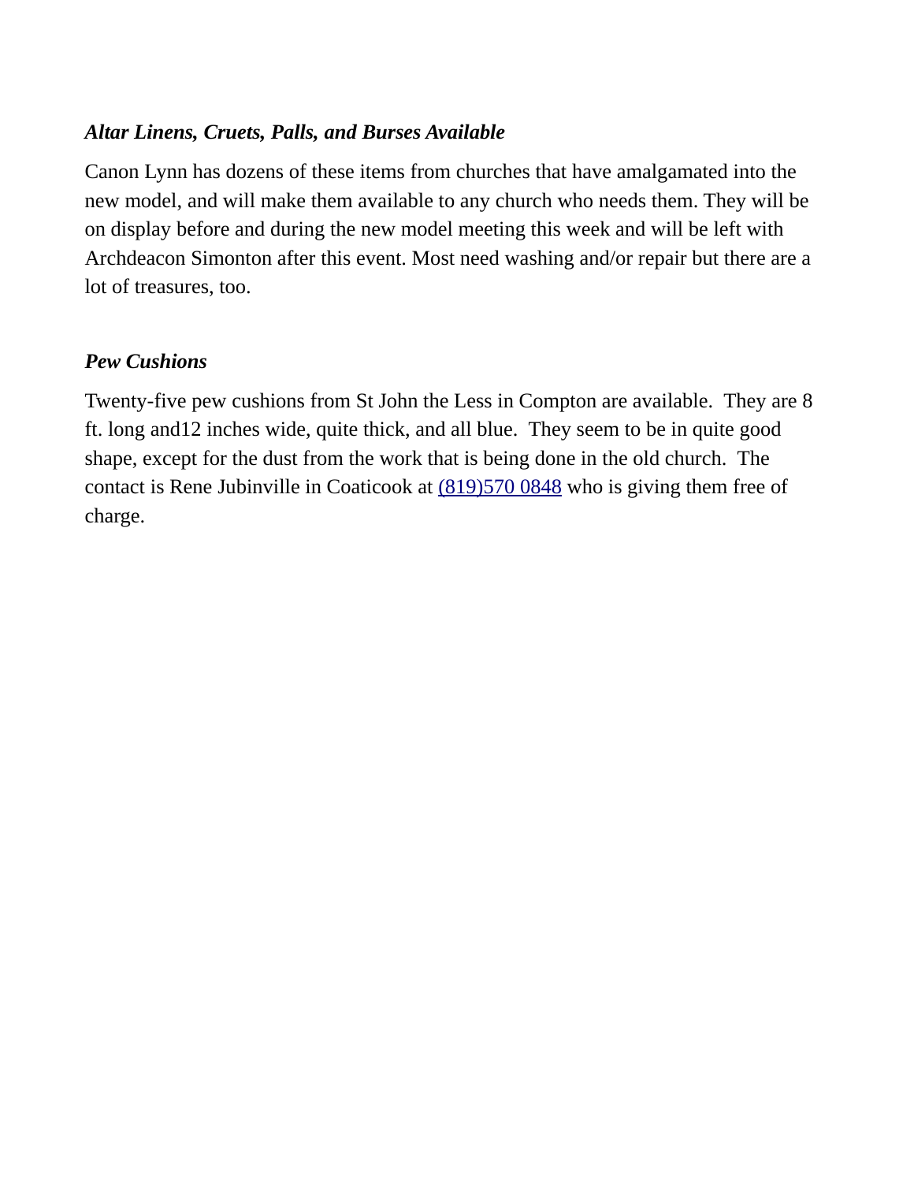***Altar Linens, Cruets, Palls, and Burses Available***

Canon Lynn has dozens of these items from churches that have amalgamated into the new model, and will make them available to any church who needs them. They will be on display before and during the new model meeting this week and will be left with Archdeacon Simonton after this event. Most need washing and/or repair but there are a lot of treasures, too.

***Pew Cushions***

Twenty-five pew cushions from St John the Less in Compton are available.  They are 8 ft. long and12 inches wide, quite thick, and all blue.  They seem to be in quite good shape, except for the dust from the work that is being done in the old church.  The contact is Rene Jubinville in Coaticook at (819)570 0848 who is giving them free of charge.